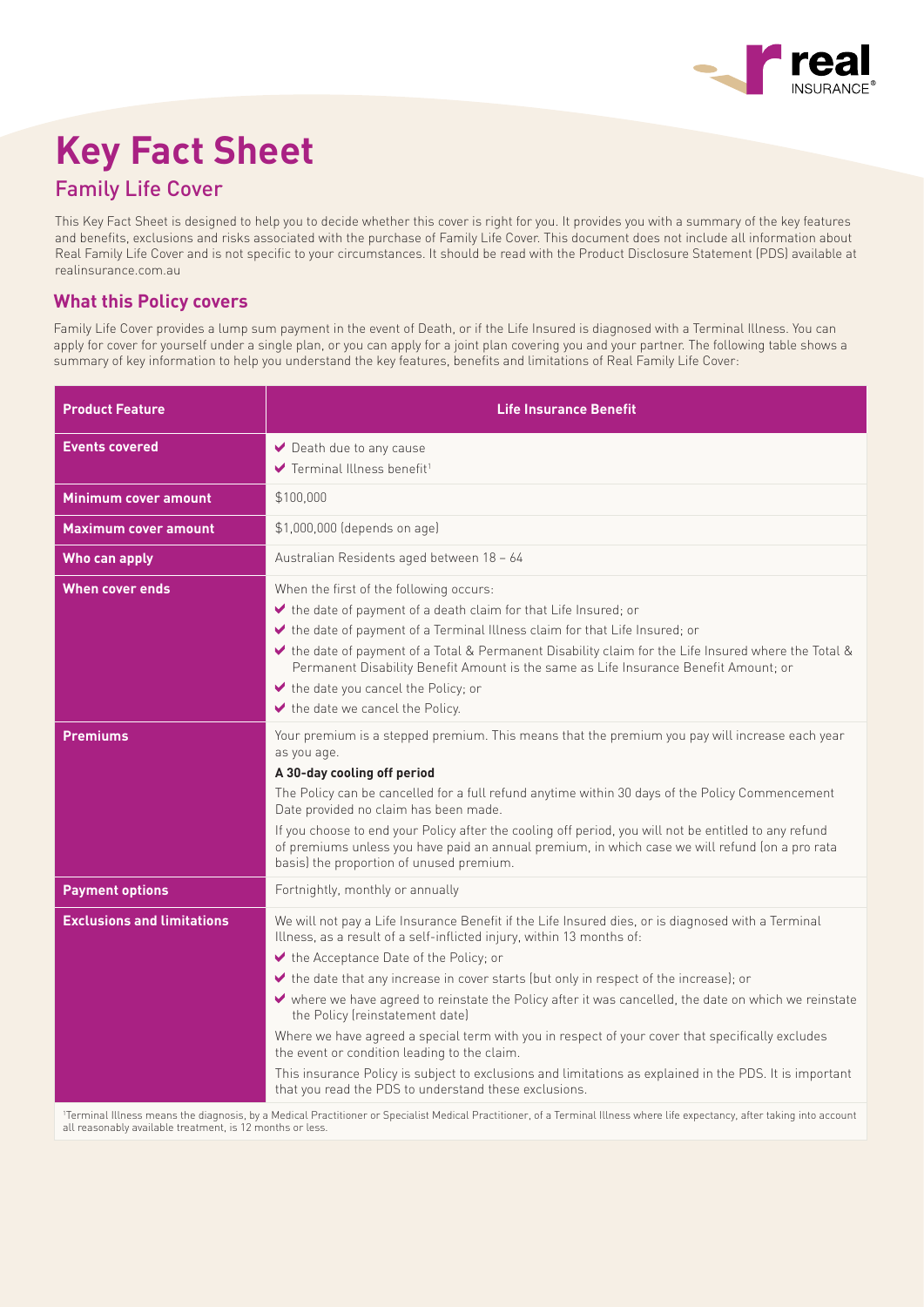# Key Fact Sheet

## Family Life Cover

This Key Fact Sheet is designed to help you to decide whether this cover is right for you. It provides you with a summary of the key features and benefits, exclusions and risks associated with the purchase of Family Life Cover. This document does not include all information about Real Family Life Cover and is not specific to your circumstances. It should be read with the Product Disclosure Statement (PDS) available at realinsurance.com.au

### What this Policy covers

Family Life Cover provides a lump sum payment in the event of Death, or if the Life Insured is diagnosed with a Terminal Illness. You can apply for cover for yourself under a single plan, or you can apply for a joint plan covering you and your partner. The following table shows a summary of key information to help you understand the key features, benefits and limitations of Real Family Life Cover:

| Product Feature | Life Insurance Benefit |
|---|---|
| **Events covered** | ✔ Death due to any cause<br>✔ Terminal Illness benefit[1] |
| **Minimum cover amount** | $100,000 |
| **Maximum cover amount** | $1,000,000 (depends on age) |
| **Who can apply** | Australian Residents aged between 18 – 64 |
| **When cover ends** | When the first of the following occurs:<br>✔ the date of payment of a death claim for that Life Insured; or<br>✔ the date of payment of a Terminal Illness claim for that Life Insured; or<br>✔ the date of payment of a Total & Permanent Disability claim for the Life Insured where the Total & Permanent Disability Benefit Amount is the same as Life Insurance Benefit Amount; or<br>✔ the date you cancel the Policy; or<br>✔ the date we cancel the Policy. |
| **Premiums** | Your premium is a stepped premium. This means that the premium you pay will increase each year as you age.<br>**A 30-day cooling off period**<br>The Policy can be cancelled for a full refund anytime within 30 days of the Policy Commencement Date provided no claim has been made.<br>If you choose to end your Policy after the cooling off period, you will not be entitled to any refund of premiums unless you have paid an annual premium, in which case we will refund (on a pro rata basis) the proportion of unused premium. |
| **Payment options** | Fortnightly, monthly or annually |
| **Exclusions and limitations** | We will not pay a Life Insurance Benefit if the Life Insured dies, or is diagnosed with a Terminal Illness, as a result of a self-inflicted injury, within 13 months of:<br>✔ the Acceptance Date of the Policy; or<br>✔ the date that any increase in cover starts (but only in respect of the increase); or<br>✔ where we have agreed to reinstate the Policy after it was cancelled, the date on which we reinstate the Policy (reinstatement date)<br>Where we have agreed a special term with you in respect of your cover that specifically excludes the event or condition leading to the claim.<br>This insurance Policy is subject to exclusions and limitations as explained in the PDS. It is important that you read the PDS to understand these exclusions. |

[1]Terminal Illness means the diagnosis, by a Medical Practitioner or Specialist Medical Practitioner, of a Terminal Illness where life expectancy, after taking into account all reasonably available treatment, is 12 months or less.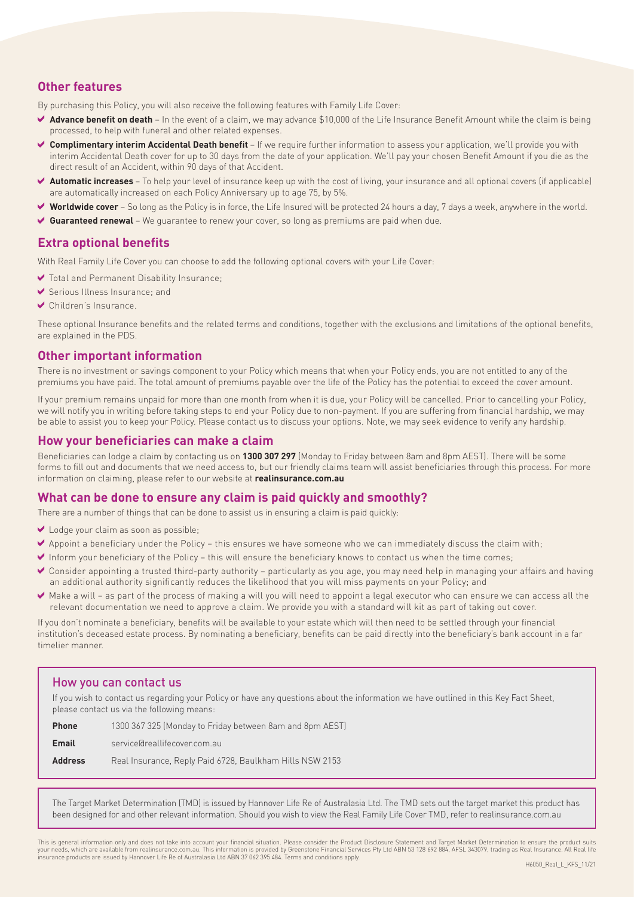## Other features

By purchasing this Policy, you will also receive the following features with Family Life Cover:

- **Advance benefit on death** – In the event of a claim, we may advance $10,000 of the Life Insurance Benefit Amount while the claim is being processed, to help with funeral and other related expenses.
- **Complimentary interim Accidental Death benefit** – If we require further information to assess your application, we'll provide you with interim Accidental Death cover for up to 30 days from the date of your application. We'll pay your chosen Benefit Amount if you die as the direct result of an Accident, within 90 days of that Accident.
- **Automatic increases** – To help your level of insurance keep up with the cost of living, your insurance and all optional covers (if applicable) are automatically increased on each Policy Anniversary up to age 75, by 5%.
- **Worldwide cover** – So long as the Policy is in force, the Life Insured will be protected 24 hours a day, 7 days a week, anywhere in the world.
- **Guaranteed renewal** – We guarantee to renew your cover, so long as premiums are paid when due.

## Extra optional benefits

With Real Family Life Cover you can choose to add the following optional covers with your Life Cover:

- Total and Permanent Disability Insurance;
- Serious Illness Insurance; and
- Children's Insurance.

These optional Insurance benefits and the related terms and conditions, together with the exclusions and limitations of the optional benefits, are explained in the PDS.

## Other important information

There is no investment or savings component to your Policy which means that when your Policy ends, you are not entitled to any of the premiums you have paid. The total amount of premiums payable over the life of the Policy has the potential to exceed the cover amount.

If your premium remains unpaid for more than one month from when it is due, your Policy will be cancelled. Prior to cancelling your Policy, we will notify you in writing before taking steps to end your Policy due to non-payment. If you are suffering from financial hardship, we may be able to assist you to keep your Policy. Please contact us to discuss your options. Note, we may seek evidence to verify any hardship.

## How your beneficiaries can make a claim

Beneficiaries can lodge a claim by contacting us on **1300 307 297** (Monday to Friday between 8am and 8pm AEST). There will be some forms to fill out and documents that we need access to, but our friendly claims team will assist beneficiaries through this process. For more information on claiming, please refer to our website at **realinsurance.com.au**

## What can be done to ensure any claim is paid quickly and smoothly?

There are a number of things that can be done to assist us in ensuring a claim is paid quickly:

- Lodge your claim as soon as possible;
- Appoint a beneficiary under the Policy – this ensures we have someone who we can immediately discuss the claim with;
- Inform your beneficiary of the Policy – this will ensure the beneficiary knows to contact us when the time comes;
- Consider appointing a trusted third-party authority – particularly as you age, you may need help in managing your affairs and having an additional authority significantly reduces the likelihood that you will miss payments on your Policy; and
- Make a will – as part of the process of making a will you will need to appoint a legal executor who can ensure we can access all the relevant documentation we need to approve a claim. We provide you with a standard will kit as part of taking out cover.

If you don't nominate a beneficiary, benefits will be available to your estate which will then need to be settled through your financial institution's deceased estate process. By nominating a beneficiary, benefits can be paid directly into the beneficiary's bank account in a far timelier manner.

### How you can contact us

If you wish to contact us regarding your Policy or have any questions about the information we have outlined in this Key Fact Sheet, please contact us via the following means:

| | |
|---|---|
| **Phone** | 1300 367 325 (Monday to Friday between 8am and 8pm AEST) |
| **Email** | service@reallifecover.com.au |
| **Address** | Real Insurance, Reply Paid 6728, Baulkham Hills NSW 2153 |

The Target Market Determination (TMD) is issued by Hannover Life Re of Australasia Ltd. The TMD sets out the target market this product has been designed for and other relevant information. Should you wish to view the Real Family Life Cover TMD, refer to realinsurance.com.au

This is general information only and does not take into account your financial situation. Please consider the Product Disclosure Statement and Target Market Determination to ensure the product suits your needs, which are available from realinsurance.com.au. This information is provided by Greenstone Financial Services Pty Ltd ABN 53 128 692 884, AFSL 343079, trading as Real Insurance. All Real life insurance products are issued by Hannover Life Re of Australasia Ltd ABN 37 062 395 484. Terms and conditions apply.

H6050_Real_L_KFS_11/21